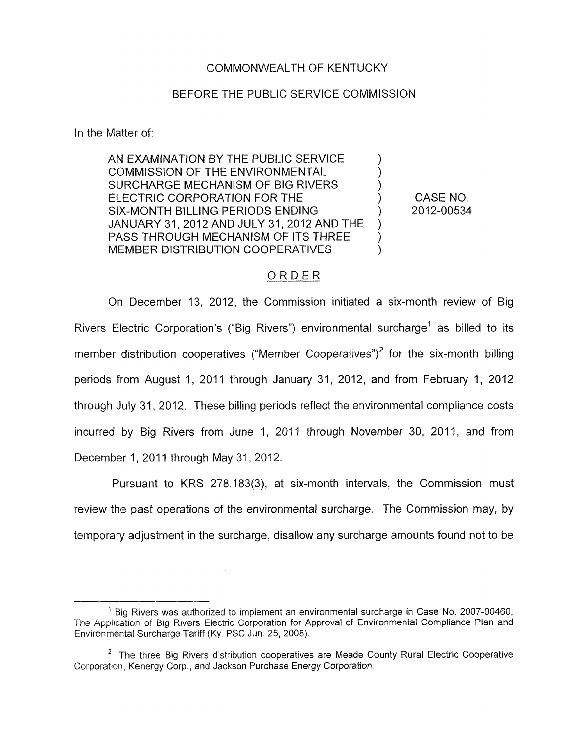COMMONWEALTH OF KENTUCKY

BEFORE THE PUBLIC SERVICE COMMISSION

In the Matter of:

| | | |
|---|---|---|
| AN EXAMINATION BY THE PUBLIC SERVICE COMMISSION OF THE ENVIRONMENTAL SURCHARGE MECHANISM OF BIG RIVERS ELECTRIC CORPORATION FOR THE SIX-MONTH BILLING PERIODS ENDING JANUARY 31, 2012 AND JULY 31, 2012 AND THE PASS THROUGH MECHANISM OF ITS THREE MEMBER DISTRIBUTION COOPERATIVES | ) | CASE NO. 2012-00534 |

## ORDER

On December 13, 2012, the Commission initiated a six-month review of Big Rivers Electric Corporation's ("Big Rivers") environmental surcharge[1] as billed to its member distribution cooperatives ("Member Cooperatives")[2] for the six-month billing periods from August 1, 2011 through January 31, 2012, and from February 1, 2012 through July 31, 2012. These billing periods reflect the environmental compliance costs incurred by Big Rivers from June 1, 2011 through November 30, 2011, and from December 1, 2011 through May 31, 2012.

Pursuant to KRS 278.183(3), at six-month intervals, the Commission must review the past operations of the environmental surcharge. The Commission may, by temporary adjustment in the surcharge, disallow any surcharge amounts found not to be

---

[1] Big Rivers was authorized to implement an environmental surcharge in Case No. 2007-00460, The Application of Big Rivers Electric Corporation for Approval of Environmental Compliance Plan and Environmental Surcharge Tariff (Ky. PSC Jun. 25, 2008).

[2] The three Big Rivers distribution cooperatives are Meade County Rural Electric Cooperative Corporation, Kenergy Corp., and Jackson Purchase Energy Corporation.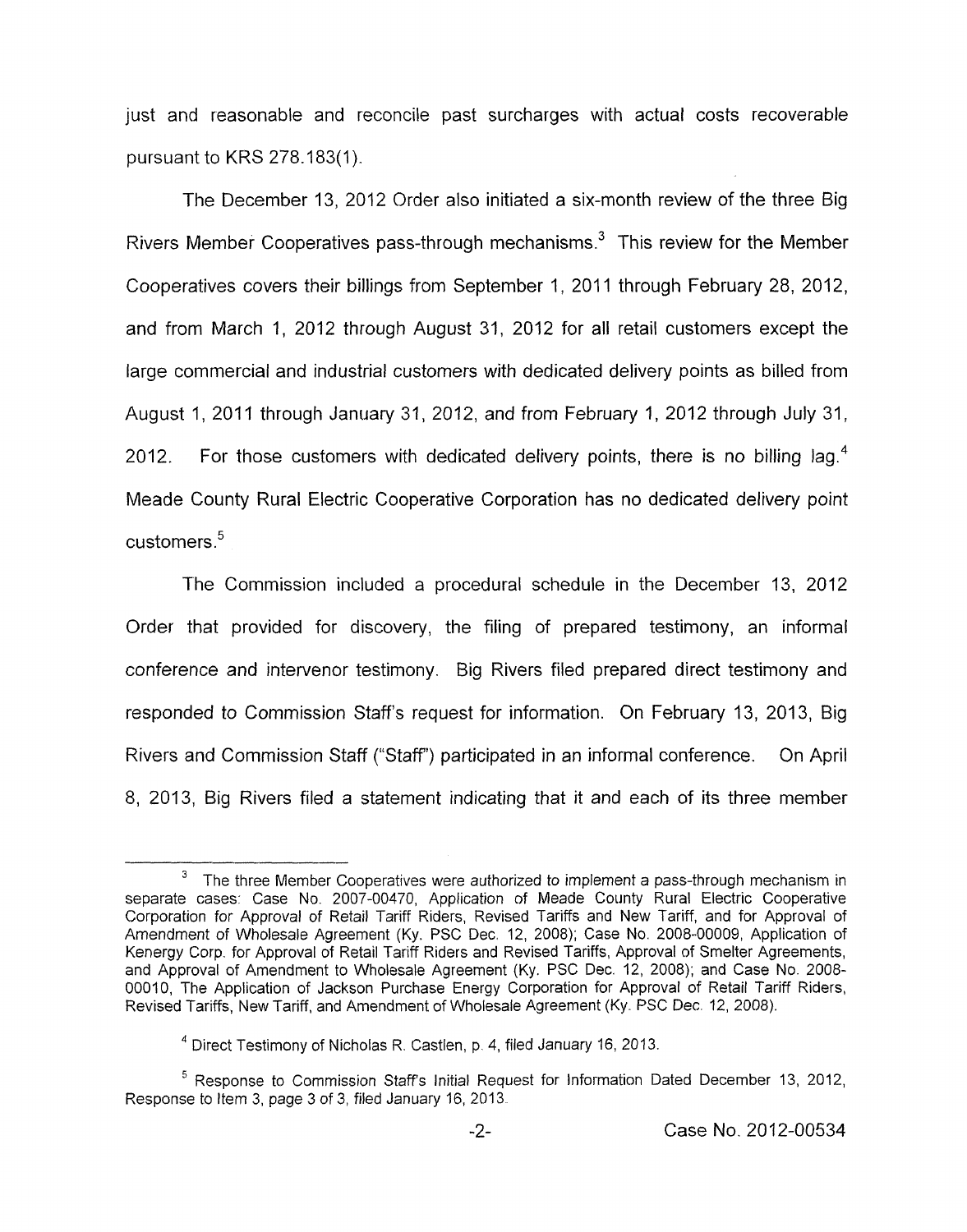just and reasonable and reconcile past surcharges with actual costs recoverable pursuant to KRS 278.183(1).

The December 13, 2012 Order also initiated a six-month review of the three Big Rivers Member Cooperatives pass-through mechanisms.[3] This review for the Member Cooperatives covers their billings from September 1, 2011 through February 28, 2012, and from March 1, 2012 through August 31, 2012 for all retail customers except the large commercial and industrial customers with dedicated delivery points as billed from August 1, 2011 through January 31, 2012, and from February 1, 2012 through July 31, 2012. For those customers with dedicated delivery points, there is no billing lag.[4] Meade County Rural Electric Cooperative Corporation has no dedicated delivery point customers.[5]

The Commission included a procedural schedule in the December 13, 2012 Order that provided for discovery, the filing of prepared testimony, an informal conference and intervenor testimony. Big Rivers filed prepared direct testimony and responded to Commission Staff's request for information. On February 13, 2013, Big Rivers and Commission Staff ("Staff") participated in an informal conference. On April 8, 2013, Big Rivers filed a statement indicating that it and each of its three member

---

[3] The three Member Cooperatives were authorized to implement a pass-through mechanism in separate cases: Case No. 2007-00470, Application of Meade County Rural Electric Cooperative Corporation for Approval of Retail Tariff Riders, Revised Tariffs and New Tariff, and for Approval of Amendment of Wholesale Agreement (Ky. PSC Dec. 12, 2008); Case No. 2008-00009, Application of Kenergy Corp. for Approval of Retail Tariff Riders and Revised Tariffs, Approval of Smelter Agreements, and Approval of Amendment to Wholesale Agreement (Ky. PSC Dec. 12, 2008); and Case No. 2008-00010, The Application of Jackson Purchase Energy Corporation for Approval of Retail Tariff Riders, Revised Tariffs, New Tariff, and Amendment of Wholesale Agreement (Ky. PSC Dec. 12, 2008).

[4] Direct Testimony of Nicholas R. Castlen, p. 4, filed January 16, 2013.

[5] Response to Commission Staff's Initial Request for Information Dated December 13, 2012, Response to Item 3, page 3 of 3, filed January 16, 2013.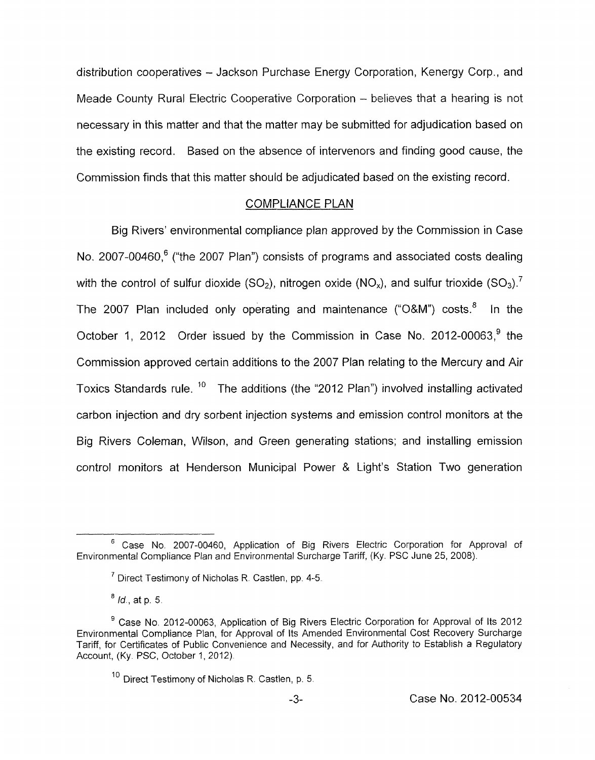distribution cooperatives – Jackson Purchase Energy Corporation, Kenergy Corp., and Meade County Rural Electric Cooperative Corporation – believes that a hearing is not necessary in this matter and that the matter may be submitted for adjudication based on the existing record. Based on the absence of intervenors and finding good cause, the Commission finds that this matter should be adjudicated based on the existing record.

## COMPLIANCE PLAN

Big Rivers' environmental compliance plan approved by the Commission in Case No. 2007-00460,[6] ("the 2007 Plan") consists of programs and associated costs dealing with the control of sulfur dioxide ($SO_2$), nitrogen oxide ($NO_x$), and sulfur trioxide ($SO_3$).[7] The 2007 Plan included only operating and maintenance ("O&M") costs.[8] In the October 1, 2012 Order issued by the Commission in Case No. 2012-00063,[9] the Commission approved certain additions to the 2007 Plan relating to the Mercury and Air Toxics Standards rule.[10] The additions (the "2012 Plan") involved installing activated carbon injection and dry sorbent injection systems and emission control monitors at the Big Rivers Coleman, Wilson, and Green generating stations; and installing emission control monitors at Henderson Municipal Power & Light's Station Two generation

---

[6] Case No. 2007-00460, Application of Big Rivers Electric Corporation for Approval of Environmental Compliance Plan and Environmental Surcharge Tariff, (Ky. PSC June 25, 2008).

[7] Direct Testimony of Nicholas R. Castlen, pp. 4-5.

[8] *Id.*, at p. 5.

[9] Case No. 2012-00063, Application of Big Rivers Electric Corporation for Approval of Its 2012 Environmental Compliance Plan, for Approval of Its Amended Environmental Cost Recovery Surcharge Tariff, for Certificates of Public Convenience and Necessity, and for Authority to Establish a Regulatory Account, (Ky. PSC, October 1, 2012).

[10] Direct Testimony of Nicholas R. Castlen, p. 5.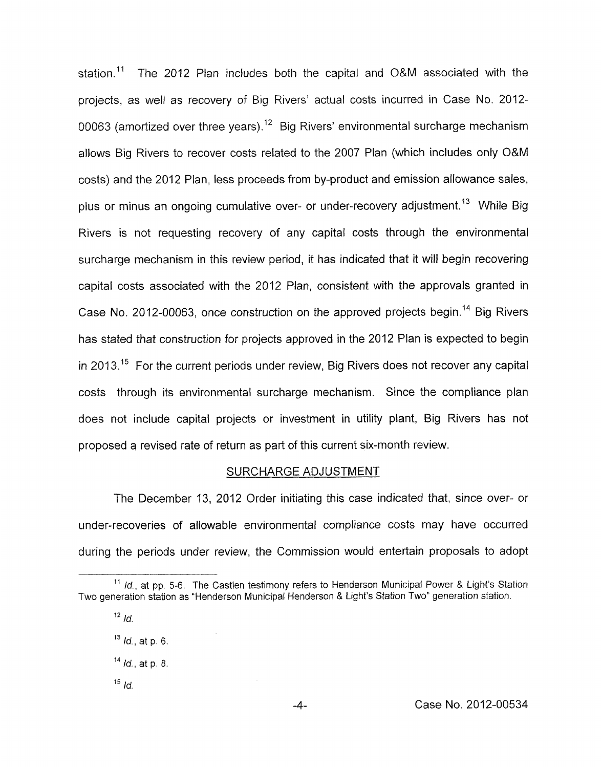station.[11] The 2012 Plan includes both the capital and O&M associated with the projects, as well as recovery of Big Rivers' actual costs incurred in Case No. 2012-00063 (amortized over three years).[12] Big Rivers' environmental surcharge mechanism allows Big Rivers to recover costs related to the 2007 Plan (which includes only O&M costs) and the 2012 Plan, less proceeds from by-product and emission allowance sales, plus or minus an ongoing cumulative over- or under-recovery adjustment.[13] While Big Rivers is not requesting recovery of any capital costs through the environmental surcharge mechanism in this review period, it has indicated that it will begin recovering capital costs associated with the 2012 Plan, consistent with the approvals granted in Case No. 2012-00063, once construction on the approved projects begin.[14] Big Rivers has stated that construction for projects approved in the 2012 Plan is expected to begin in 2013.[15] For the current periods under review, Big Rivers does not recover any capital costs through its environmental surcharge mechanism. Since the compliance plan does not include capital projects or investment in utility plant, Big Rivers has not proposed a revised rate of return as part of this current six-month review.

## SURCHARGE ADJUSTMENT

The December 13, 2012 Order initiating this case indicated that, since over- or under-recoveries of allowable environmental compliance costs may have occurred during the periods under review, the Commission would entertain proposals to adopt

---

[11] *Id.*, at pp. 5-6. The Castlen testimony refers to Henderson Municipal Power & Light's Station Two generation station as "Henderson Municipal Henderson & Light's Station Two" generation station.

[12] *Id.*

[13] *Id.*, at p. 6.

[14] *Id.*, at p. 8.

[15] *Id.*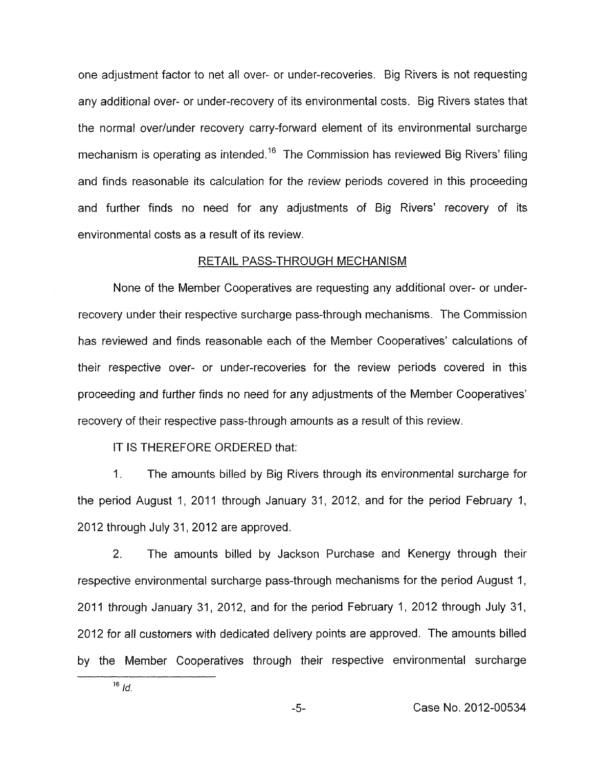one adjustment factor to net all over- or under-recoveries. Big Rivers is not requesting any additional over- or under-recovery of its environmental costs. Big Rivers states that the normal over/under recovery carry-forward element of its environmental surcharge mechanism is operating as intended.[16] The Commission has reviewed Big Rivers' filing and finds reasonable its calculation for the review periods covered in this proceeding and further finds no need for any adjustments of Big Rivers' recovery of its environmental costs as a result of its review.

## RETAIL PASS-THROUGH MECHANISM

None of the Member Cooperatives are requesting any additional over- or under-recovery under their respective surcharge pass-through mechanisms. The Commission has reviewed and finds reasonable each of the Member Cooperatives' calculations of their respective over- or under-recoveries for the review periods covered in this proceeding and further finds no need for any adjustments of the Member Cooperatives' recovery of their respective pass-through amounts as a result of this review.

IT IS THEREFORE ORDERED that:

1. The amounts billed by Big Rivers through its environmental surcharge for the period August 1, 2011 through January 31, 2012, and for the period February 1, 2012 through July 31, 2012 are approved.

2. The amounts billed by Jackson Purchase and Kenergy through their respective environmental surcharge pass-through mechanisms for the period August 1, 2011 through January 31, 2012, and for the period February 1, 2012 through July 31, 2012 for all customers with dedicated delivery points are approved. The amounts billed by the Member Cooperatives through their respective environmental surcharge

[16] *Id.*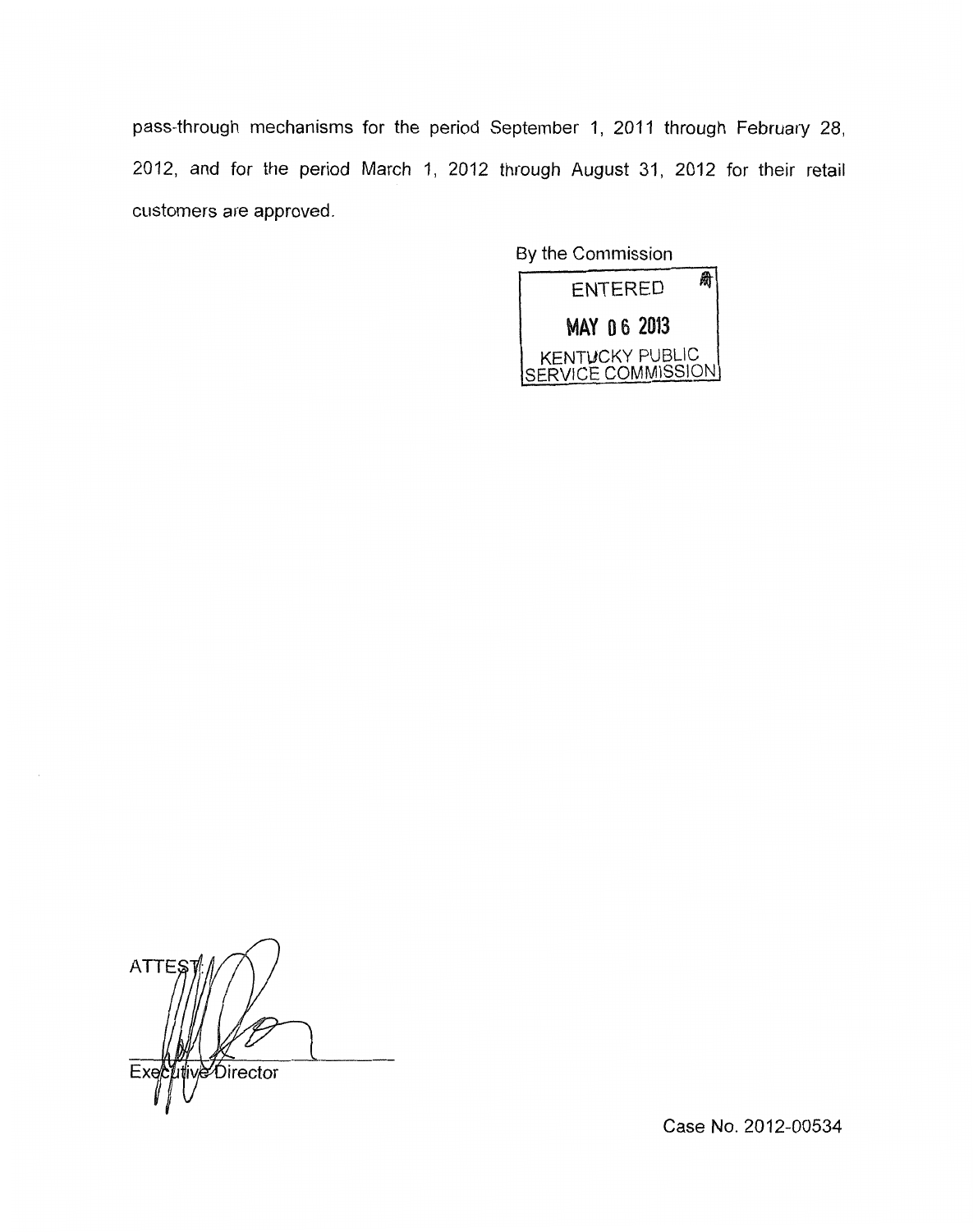pass-through mechanisms for the period September 1, 2011 through February 28, 2012, and for the period March 1, 2012 through August 31, 2012 for their retail customers are approved.

By the Commission

ENTERED

MAY 06 2013

KENTUCKY PUBLIC SERVICE COMMISSION

ATTEST:

Executive Director

Case No. 2012-00534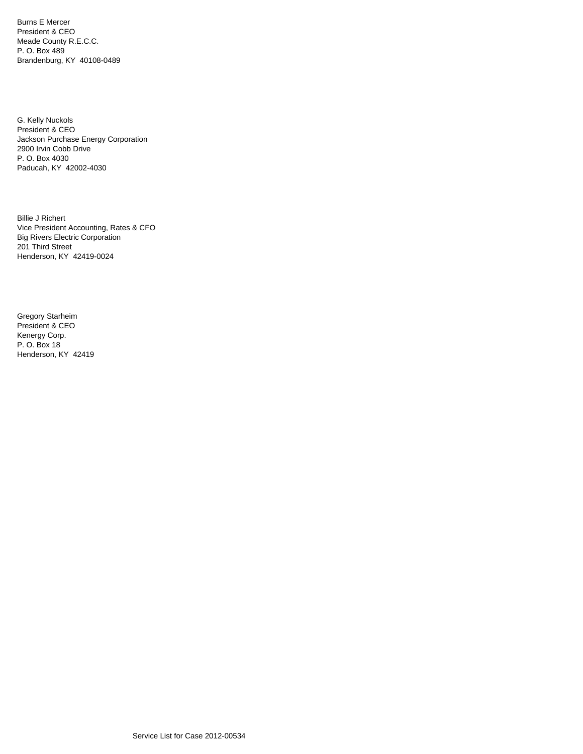Burns E Mercer
President & CEO
Meade County R.E.C.C.
P. O. Box 489
Brandenburg, KY 40108-0489

G. Kelly Nuckols
President & CEO
Jackson Purchase Energy Corporation
2900 Irvin Cobb Drive
P. O. Box 4030
Paducah, KY 42002-4030

Billie J Richert
Vice President Accounting, Rates & CFO
Big Rivers Electric Corporation
201 Third Street
Henderson, KY 42419-0024

Gregory Starheim
President & CEO
Kenergy Corp.
P. O. Box 18
Henderson, KY 42419